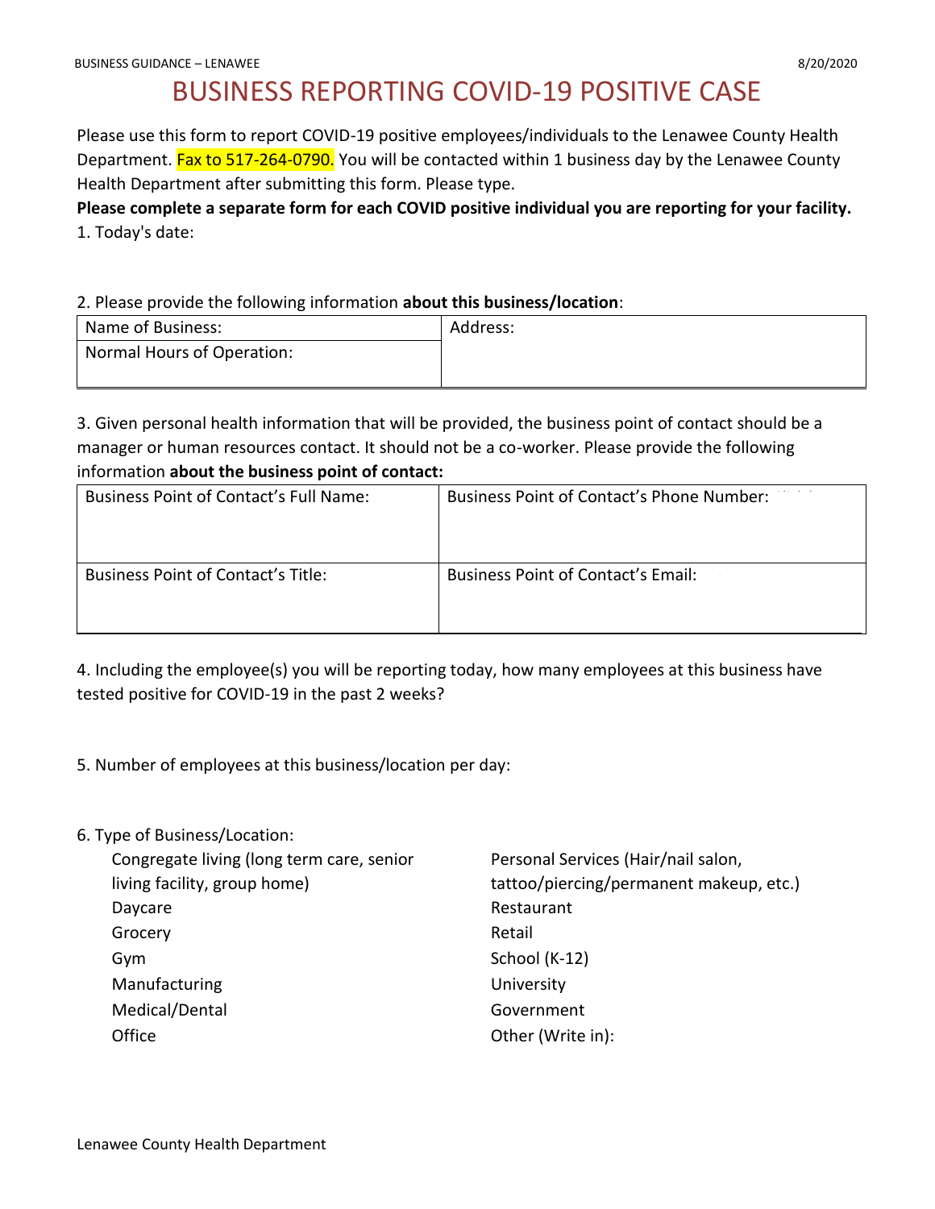# BUSINESS REPORTING COVID-19 POSITIVE CASE

Please use this form to report COVID-19 positive employees/individuals to the Lenawee County Health Department. Fax to 517-264-0790. You will be contacted within 1 business day by the Lenawee County Health Department after submitting this form. Please type.

**Please complete a separate form for each COVID positive individual you are reporting for your facility.**

1. Today's date:

2. Please provide the following information **about this business/location**:

| Name of Business: | Address: |
|---|---|
| Normal Hours of Operation: | |

3. Given personal health information that will be provided, the business point of contact should be a manager or human resources contact. It should not be a co-worker. Please provide the following information **about the business point of contact:**

| Business Point of Contact's Full Name: | Business Point of Contact's Phone Number: |
|---|---|
| Business Point of Contact's Title: | Business Point of Contact's Email: |

4. Including the employee(s) you will be reporting today, how many employees at this business have tested positive for COVID-19 in the past 2 weeks?

5. Number of employees at this business/location per day:

6. Type of Business/Location:
   - Congregate living (long term care, senior living facility, group home)
   - Daycare
   - Grocery
   - Gym
   - Manufacturing
   - Medical/Dental
   - Office
   - Personal Services (Hair/nail salon, tattoo/piercing/permanent makeup, etc.)
   - Restaurant
   - Retail
   - School (K-12)
   - University
   - Government
   - Other (Write in):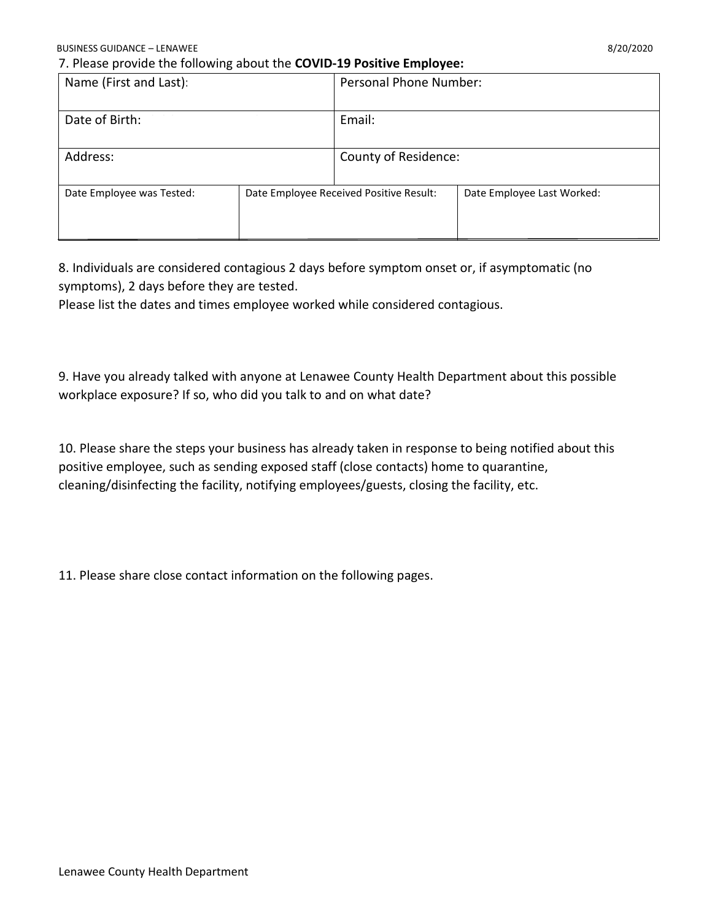7. Please provide the following about the **COVID-19 Positive Employee:**

| Name (First and Last): | | Personal Phone Number: |
|---|---|---|
| Date of Birth: | | Email: |
| Address: | | County of Residence: |
| Date Employee was Tested: | Date Employee Received Positive Result: | Date Employee Last Worked: |

8. Individuals are considered contagious 2 days before symptom onset or, if asymptomatic (no symptoms), 2 days before they are tested.
Please list the dates and times employee worked while considered contagious.

9. Have you already talked with anyone at Lenawee County Health Department about this possible workplace exposure? If so, who did you talk to and on what date?

10. Please share the steps your business has already taken in response to being notified about this positive employee, such as sending exposed staff (close contacts) home to quarantine, cleaning/disinfecting the facility, notifying employees/guests, closing the facility, etc.

11. Please share close contact information on the following pages.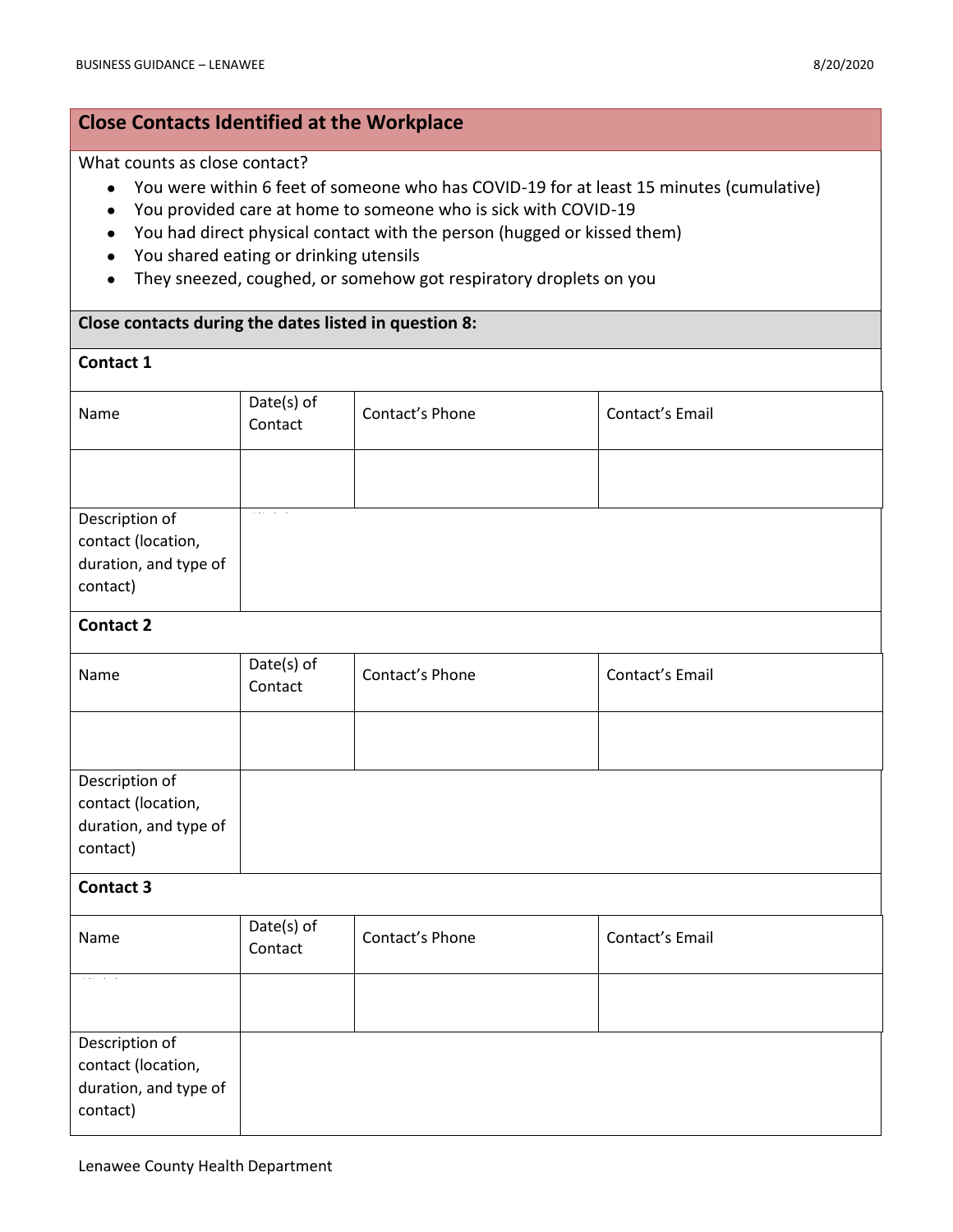## Close Contacts Identified at the Workplace

What counts as close contact?

- You were within 6 feet of someone who has COVID-19 for at least 15 minutes (cumulative)
- You provided care at home to someone who is sick with COVID-19
- You had direct physical contact with the person (hugged or kissed them)
- You shared eating or drinking utensils
- They sneezed, coughed, or somehow got respiratory droplets on you

**Close contacts during the dates listed in question 8:**

**Contact 1**

| Name | Date(s) of Contact | Contact's Phone | Contact's Email |
|---|---|---|---|
| | | | |

| Description of contact (location, duration, and type of contact) | |
|---|---|

**Contact 2**

| Name | Date(s) of Contact | Contact's Phone | Contact's Email |
|---|---|---|---|
| | | | |

| Description of contact (location, duration, and type of contact) | |
|---|---|

**Contact 3**

| Name | Date(s) of Contact | Contact's Phone | Contact's Email |
|---|---|---|---|
| | | | |

| Description of contact (location, duration, and type of contact) | |
|---|---|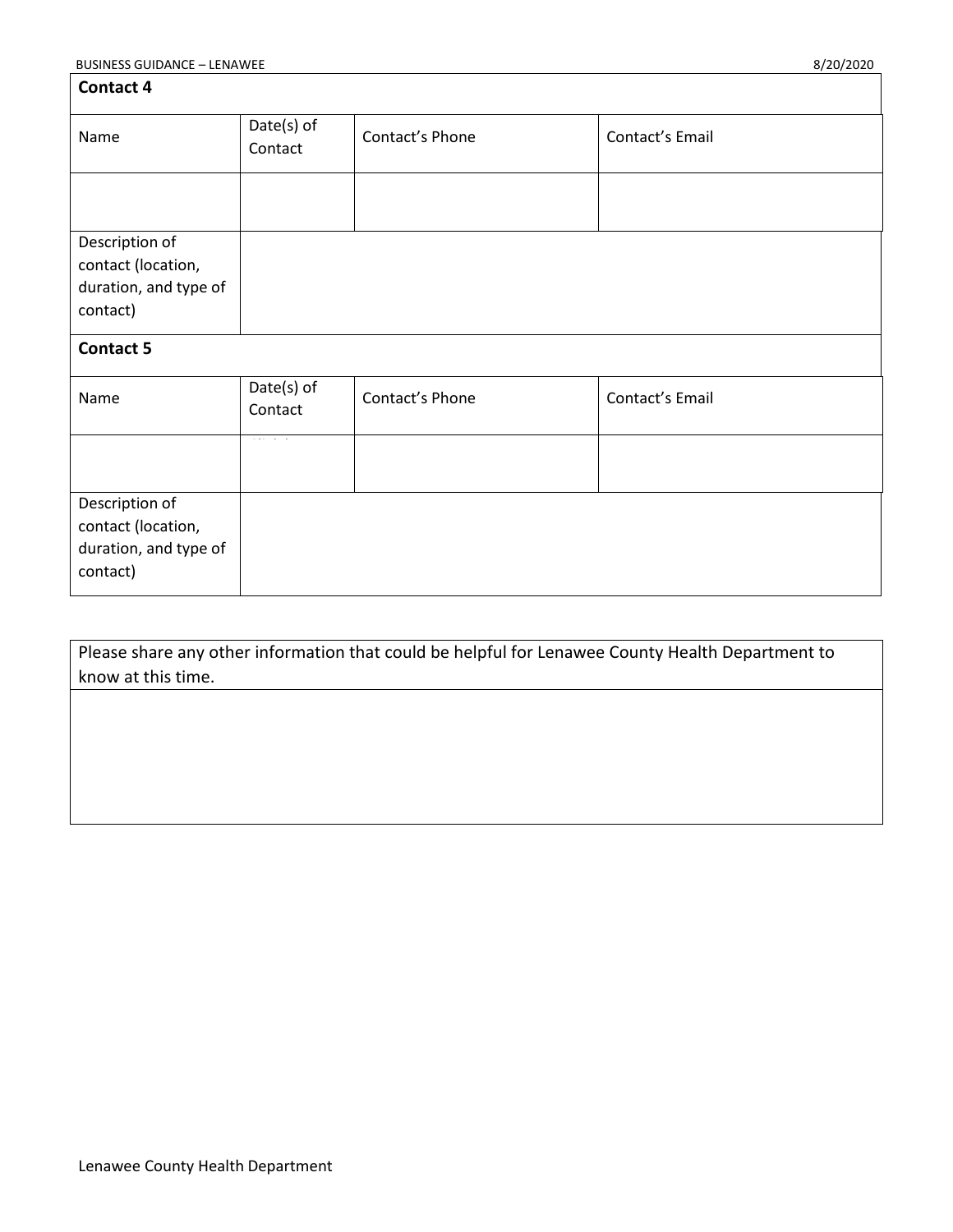| Contact 4 | | | |
|---|---|---|---|
| Name | Date(s) of Contact | Contact's Phone | Contact's Email |
| | | | |
| Description of contact (location, duration, and type of contact) | | | |

| Contact 5 | | | |
|---|---|---|---|
| Name | Date(s) of Contact | Contact's Phone | Contact's Email |
| | | | |
| Description of contact (location, duration, and type of contact) | | | |

| Please share any other information that could be helpful for Lenawee County Health Department to know at this time. |
|---|
| |

Lenawee County Health Department